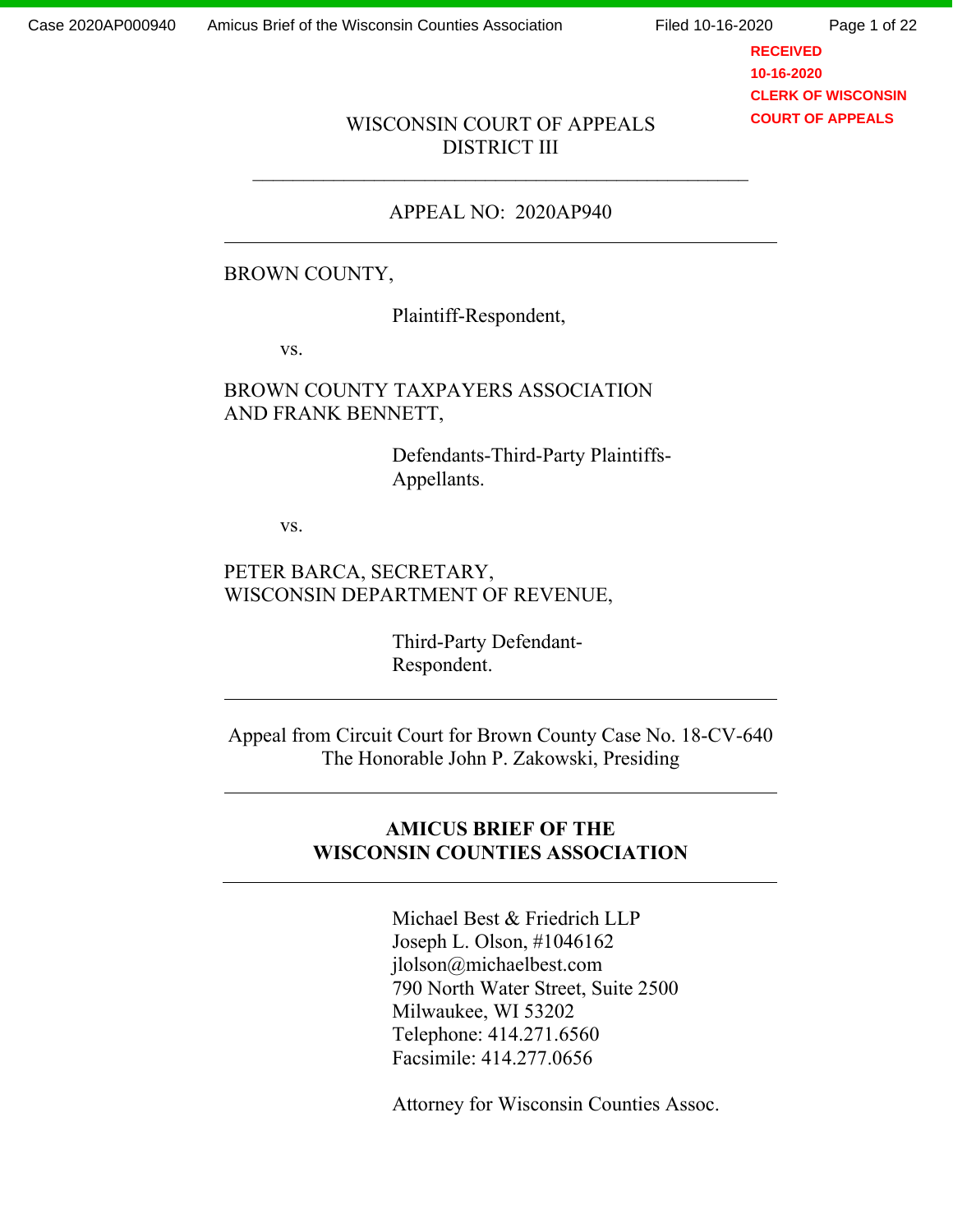RECEIVED
10-16-2020
CLERK OF WISCONSIN
COURT OF APPEALS

WISCONSIN COURT OF APPEALS
DISTRICT III

---

APPEAL NO: 2020AP940

---

BROWN COUNTY,

Plaintiff-Respondent,

vs.

BROWN COUNTY TAXPAYERS ASSOCIATION AND FRANK BENNETT,

Defendants-Third-Party Plaintiffs-Appellants.

vs.

PETER BARCA, SECRETARY, WISCONSIN DEPARTMENT OF REVENUE,

Third-Party Defendant-Respondent.

---

Appeal from Circuit Court for Brown County Case No. 18-CV-640
The Honorable John P. Zakowski, Presiding

---

**AMICUS BRIEF OF THE WISCONSIN COUNTIES ASSOCIATION**

---

Michael Best & Friedrich LLP
Joseph L. Olson, #1046162
jlolson@michaelbest.com
790 North Water Street, Suite 2500
Milwaukee, WI 53202
Telephone: 414.271.6560
Facsimile: 414.277.0656

Attorney for Wisconsin Counties Assoc.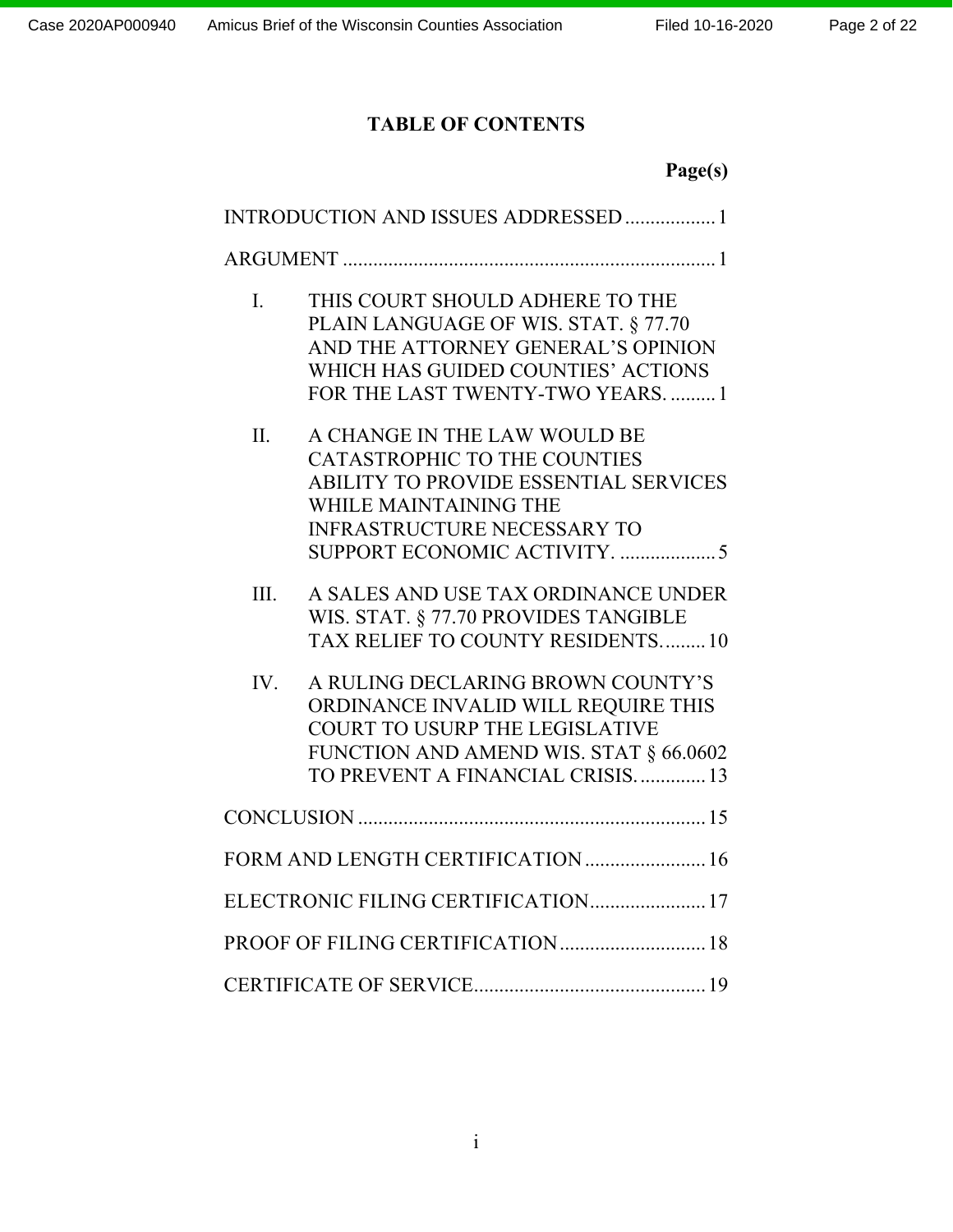# TABLE OF CONTENTS

**Page(s)**

INTRODUCTION AND ISSUES ADDRESSED .................. 1

ARGUMENT .......................................................................... 1

I. THIS COURT SHOULD ADHERE TO THE PLAIN LANGUAGE OF WIS. STAT. § 77.70 AND THE ATTORNEY GENERAL'S OPINION WHICH HAS GUIDED COUNTIES' ACTIONS FOR THE LAST TWENTY-TWO YEARS. ......... 1

II. A CHANGE IN THE LAW WOULD BE CATASTROPHIC TO THE COUNTIES ABILITY TO PROVIDE ESSENTIAL SERVICES WHILE MAINTAINING THE INFRASTRUCTURE NECESSARY TO SUPPORT ECONOMIC ACTIVITY. ................... 5

III. A SALES AND USE TAX ORDINANCE UNDER WIS. STAT. § 77.70 PROVIDES TANGIBLE TAX RELIEF TO COUNTY RESIDENTS. ........ 10

IV. A RULING DECLARING BROWN COUNTY'S ORDINANCE INVALID WILL REQUIRE THIS COURT TO USURP THE LEGISLATIVE FUNCTION AND AMEND WIS. STAT § 66.0602 TO PREVENT A FINANCIAL CRISIS. ............. 13

CONCLUSION ..................................................................... 15

FORM AND LENGTH CERTIFICATION ........................ 16

ELECTRONIC FILING CERTIFICATION....................... 17

PROOF OF FILING CERTIFICATION ............................. 18

CERTIFICATE OF SERVICE.............................................. 19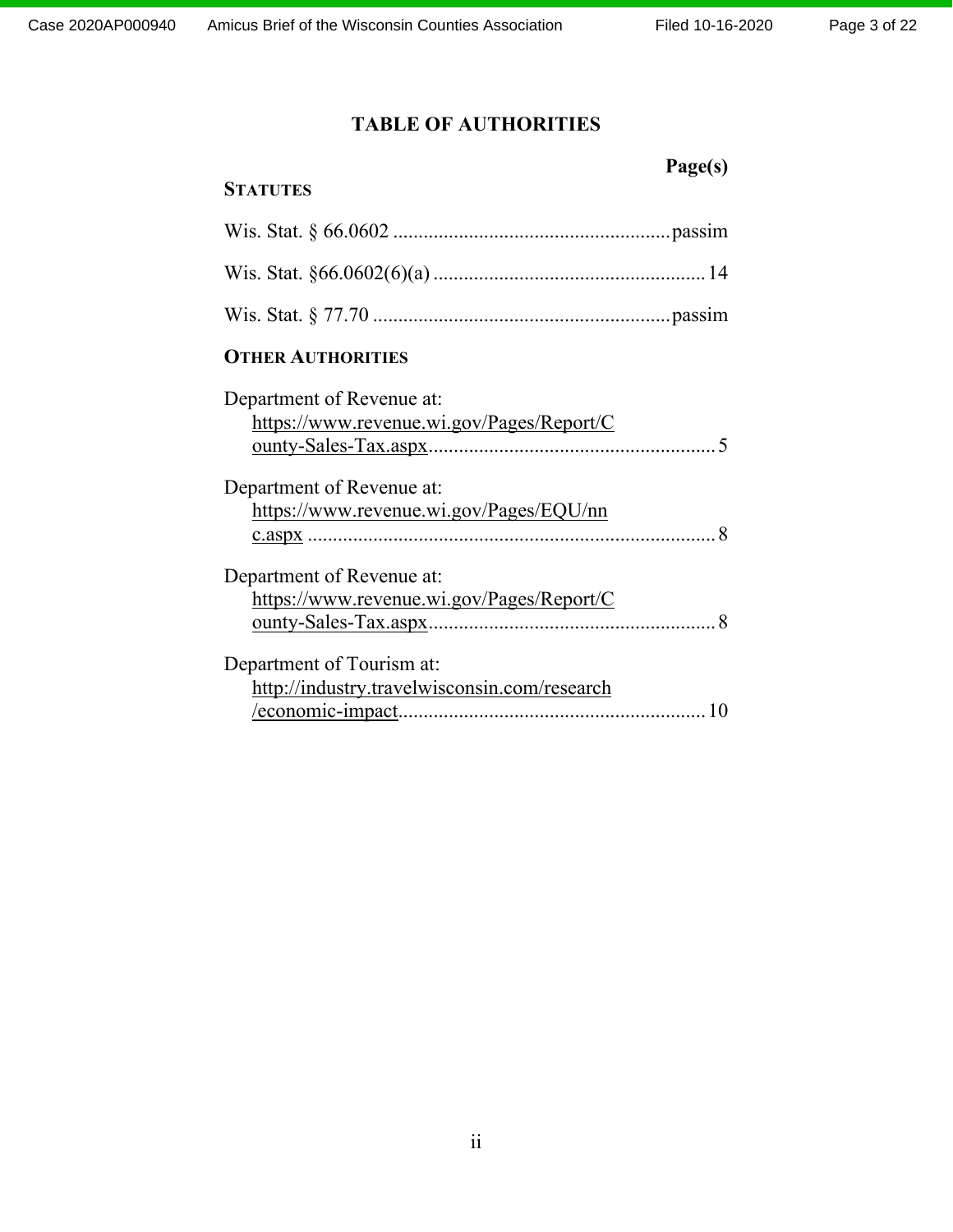# TABLE OF AUTHORITIES

**Page(s)**

**STATUTES**

Wis. Stat. § 66.0602 ....................................................... passim

Wis. Stat. §66.0602(6)(a) ...................................................... 14

Wis. Stat. § 77.70 ........................................................... passim

**OTHER AUTHORITIES**

Department of Revenue at: https://www.revenue.wi.gov/Pages/Report/County-Sales-Tax.aspx ......................................................... 5

Department of Revenue at: https://www.revenue.wi.gov/Pages/EQU/nnc.aspx ................................................................................ 8

Department of Revenue at: https://www.revenue.wi.gov/Pages/Report/County-Sales-Tax.aspx ......................................................... 8

Department of Tourism at: http://industry.travelwisconsin.com/research/economic-impact ............................................................ 10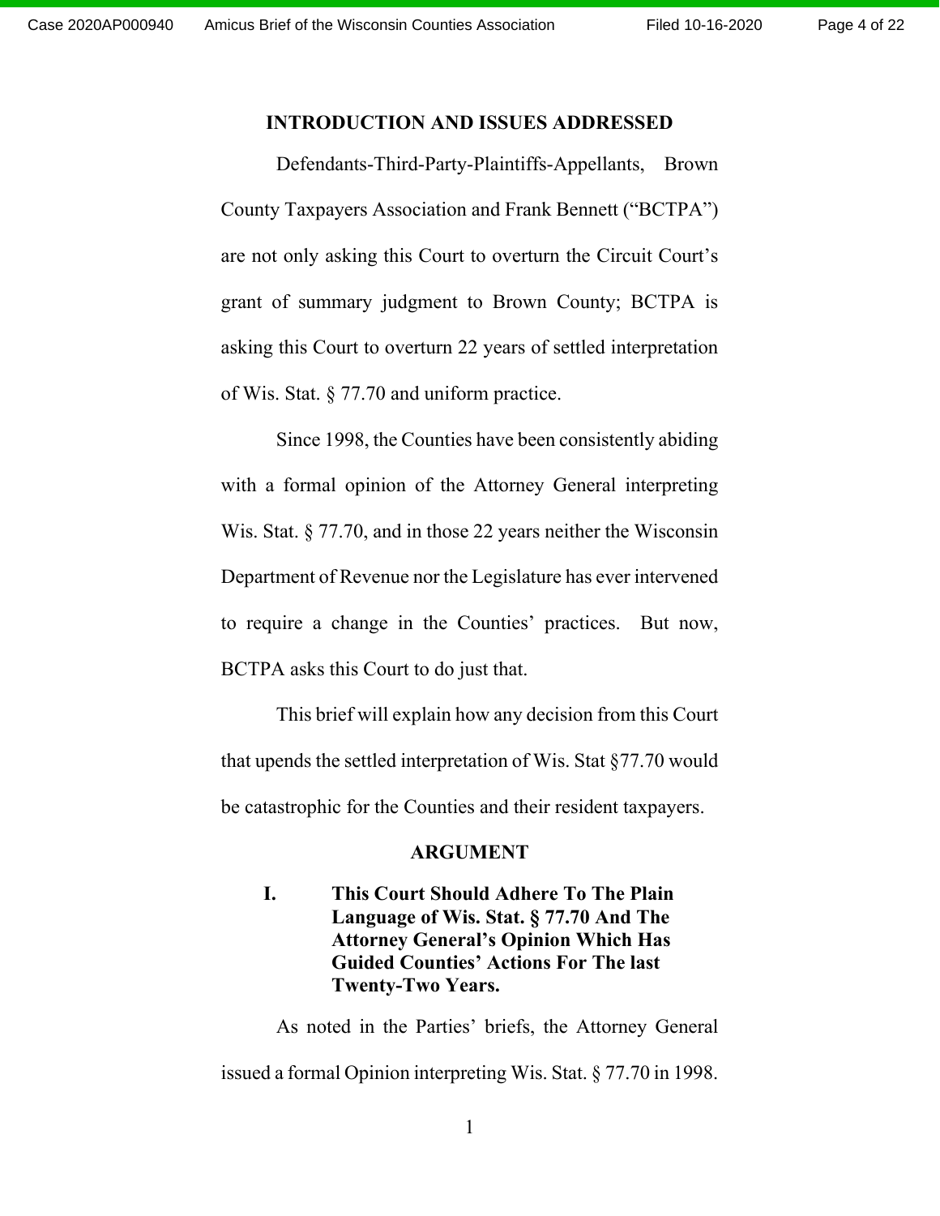## INTRODUCTION AND ISSUES ADDRESSED

Defendants-Third-Party-Plaintiffs-Appellants, Brown County Taxpayers Association and Frank Bennett ("BCTPA") are not only asking this Court to overturn the Circuit Court's grant of summary judgment to Brown County; BCTPA is asking this Court to overturn 22 years of settled interpretation of Wis. Stat. § 77.70 and uniform practice.

Since 1998, the Counties have been consistently abiding with a formal opinion of the Attorney General interpreting Wis. Stat. § 77.70, and in those 22 years neither the Wisconsin Department of Revenue nor the Legislature has ever intervened to require a change in the Counties' practices. But now, BCTPA asks this Court to do just that.

This brief will explain how any decision from this Court that upends the settled interpretation of Wis. Stat §77.70 would be catastrophic for the Counties and their resident taxpayers.

## ARGUMENT

### I. This Court Should Adhere To The Plain Language of Wis. Stat. § 77.70 And The Attorney General's Opinion Which Has Guided Counties' Actions For The last Twenty-Two Years.

As noted in the Parties' briefs, the Attorney General issued a formal Opinion interpreting Wis. Stat. § 77.70 in 1998.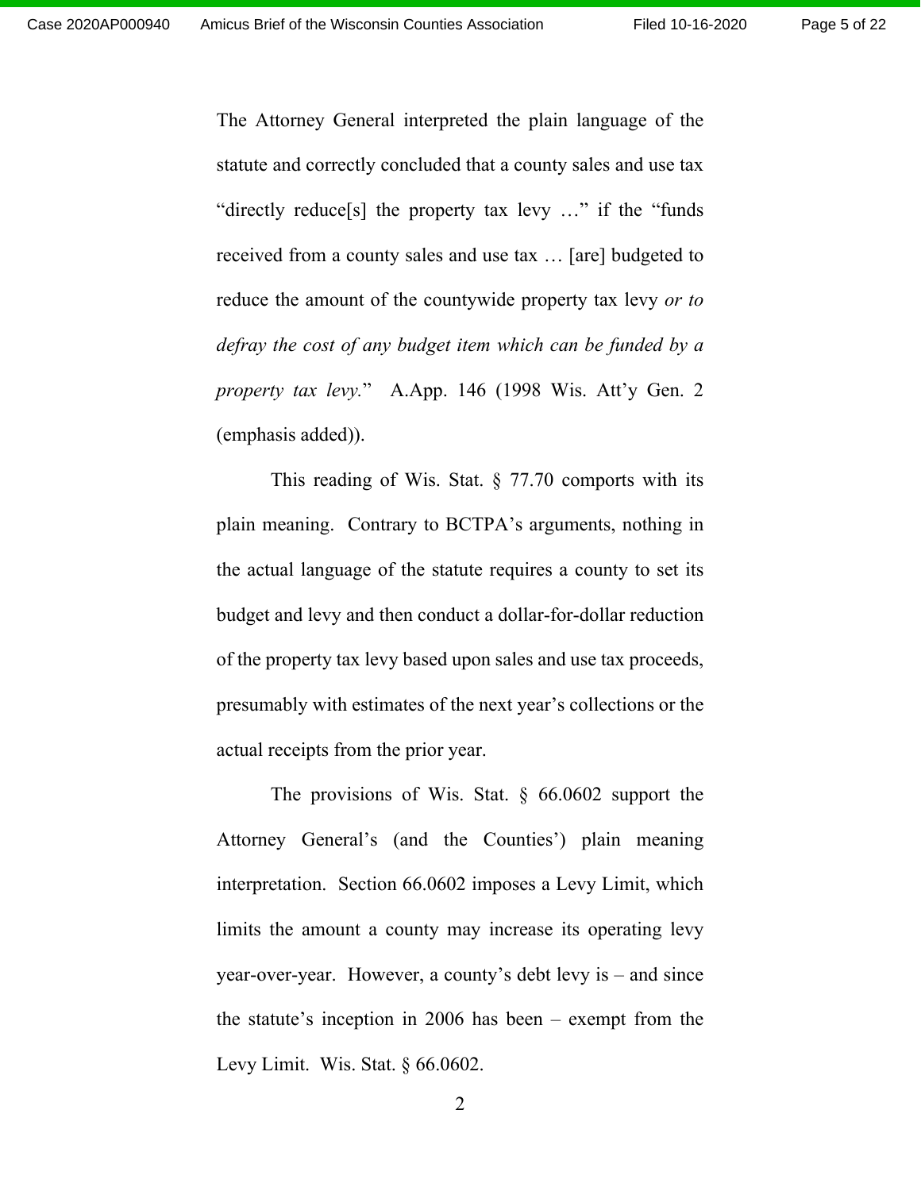The Attorney General interpreted the plain language of the statute and correctly concluded that a county sales and use tax "directly reduce[s] the property tax levy …" if the "funds received from a county sales and use tax … [are] budgeted to reduce the amount of the countywide property tax levy *or to defray the cost of any budget item which can be funded by a property tax levy.*" A.App. 146 (1998 Wis. Att'y Gen. 2 (emphasis added)).

This reading of Wis. Stat. § 77.70 comports with its plain meaning. Contrary to BCTPA's arguments, nothing in the actual language of the statute requires a county to set its budget and levy and then conduct a dollar-for-dollar reduction of the property tax levy based upon sales and use tax proceeds, presumably with estimates of the next year's collections or the actual receipts from the prior year.

The provisions of Wis. Stat. § 66.0602 support the Attorney General's (and the Counties') plain meaning interpretation. Section 66.0602 imposes a Levy Limit, which limits the amount a county may increase its operating levy year-over-year. However, a county's debt levy is – and since the statute's inception in 2006 has been – exempt from the Levy Limit. Wis. Stat. § 66.0602.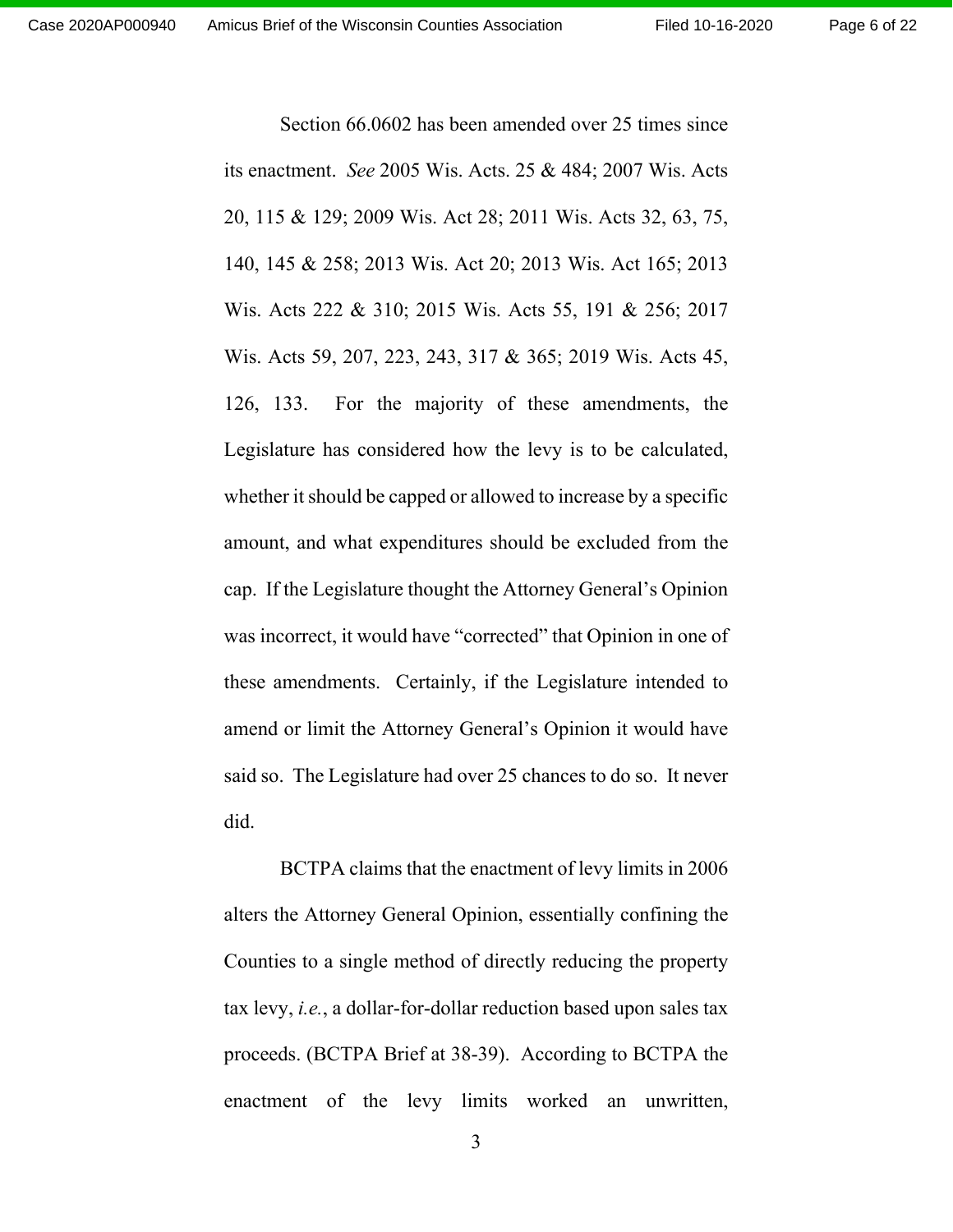Section 66.0602 has been amended over 25 times since its enactment. *See* 2005 Wis. Acts. 25 & 484; 2007 Wis. Acts 20, 115 & 129; 2009 Wis. Act 28; 2011 Wis. Acts 32, 63, 75, 140, 145 & 258; 2013 Wis. Act 20; 2013 Wis. Act 165; 2013 Wis. Acts 222 & 310; 2015 Wis. Acts 55, 191 & 256; 2017 Wis. Acts 59, 207, 223, 243, 317 & 365; 2019 Wis. Acts 45, 126, 133. For the majority of these amendments, the Legislature has considered how the levy is to be calculated, whether it should be capped or allowed to increase by a specific amount, and what expenditures should be excluded from the cap. If the Legislature thought the Attorney General's Opinion was incorrect, it would have "corrected" that Opinion in one of these amendments. Certainly, if the Legislature intended to amend or limit the Attorney General's Opinion it would have said so. The Legislature had over 25 chances to do so. It never did.

BCTPA claims that the enactment of levy limits in 2006 alters the Attorney General Opinion, essentially confining the Counties to a single method of directly reducing the property tax levy, *i.e.*, a dollar-for-dollar reduction based upon sales tax proceeds. (BCTPA Brief at 38-39). According to BCTPA the enactment of the levy limits worked an unwritten,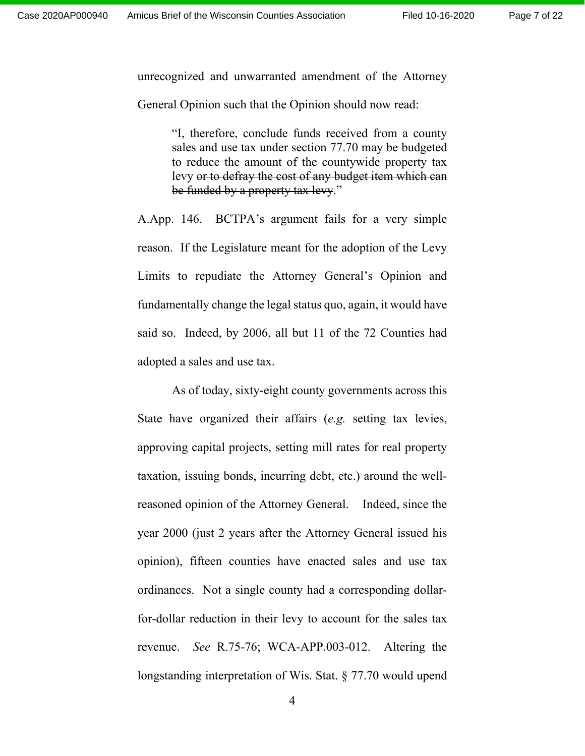unrecognized and unwarranted amendment of the Attorney General Opinion such that the Opinion should now read:

> "I, therefore, conclude funds received from a county sales and use tax under section 77.70 may be budgeted to reduce the amount of the countywide property tax levy ~~or to defray the cost of any budget item which can be funded by a property tax levy~~."

A.App. 146. BCTPA's argument fails for a very simple reason. If the Legislature meant for the adoption of the Levy Limits to repudiate the Attorney General's Opinion and fundamentally change the legal status quo, again, it would have said so. Indeed, by 2006, all but 11 of the 72 Counties had adopted a sales and use tax.

As of today, sixty-eight county governments across this State have organized their affairs (*e.g.* setting tax levies, approving capital projects, setting mill rates for real property taxation, issuing bonds, incurring debt, etc.) around the well-reasoned opinion of the Attorney General. Indeed, since the year 2000 (just 2 years after the Attorney General issued his opinion), fifteen counties have enacted sales and use tax ordinances. Not a single county had a corresponding dollar-for-dollar reduction in their levy to account for the sales tax revenue. *See* R.75-76; WCA-APP.003-012. Altering the longstanding interpretation of Wis. Stat. § 77.70 would upend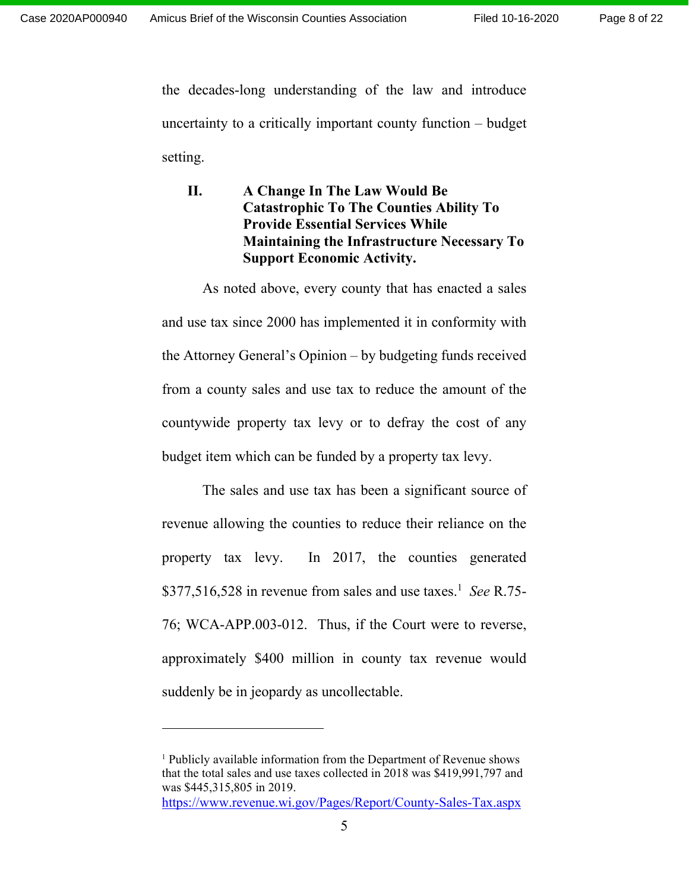the decades-long understanding of the law and introduce uncertainty to a critically important county function – budget setting.

## II. A Change In The Law Would Be Catastrophic To The Counties Ability To Provide Essential Services While Maintaining the Infrastructure Necessary To Support Economic Activity.

As noted above, every county that has enacted a sales and use tax since 2000 has implemented it in conformity with the Attorney General's Opinion – by budgeting funds received from a county sales and use tax to reduce the amount of the countywide property tax levy or to defray the cost of any budget item which can be funded by a property tax levy.

The sales and use tax has been a significant source of revenue allowing the counties to reduce their reliance on the property tax levy. In 2017, the counties generated $377,516,528 in revenue from sales and use taxes.[1] *See* R.75-76; WCA-APP.003-012. Thus, if the Court were to reverse, approximately $400 million in county tax revenue would suddenly be in jeopardy as uncollectable.

---

[1] Publicly available information from the Department of Revenue shows that the total sales and use taxes collected in 2018 was $419,991,797 and was $445,315,805 in 2019. https://www.revenue.wi.gov/Pages/Report/County-Sales-Tax.aspx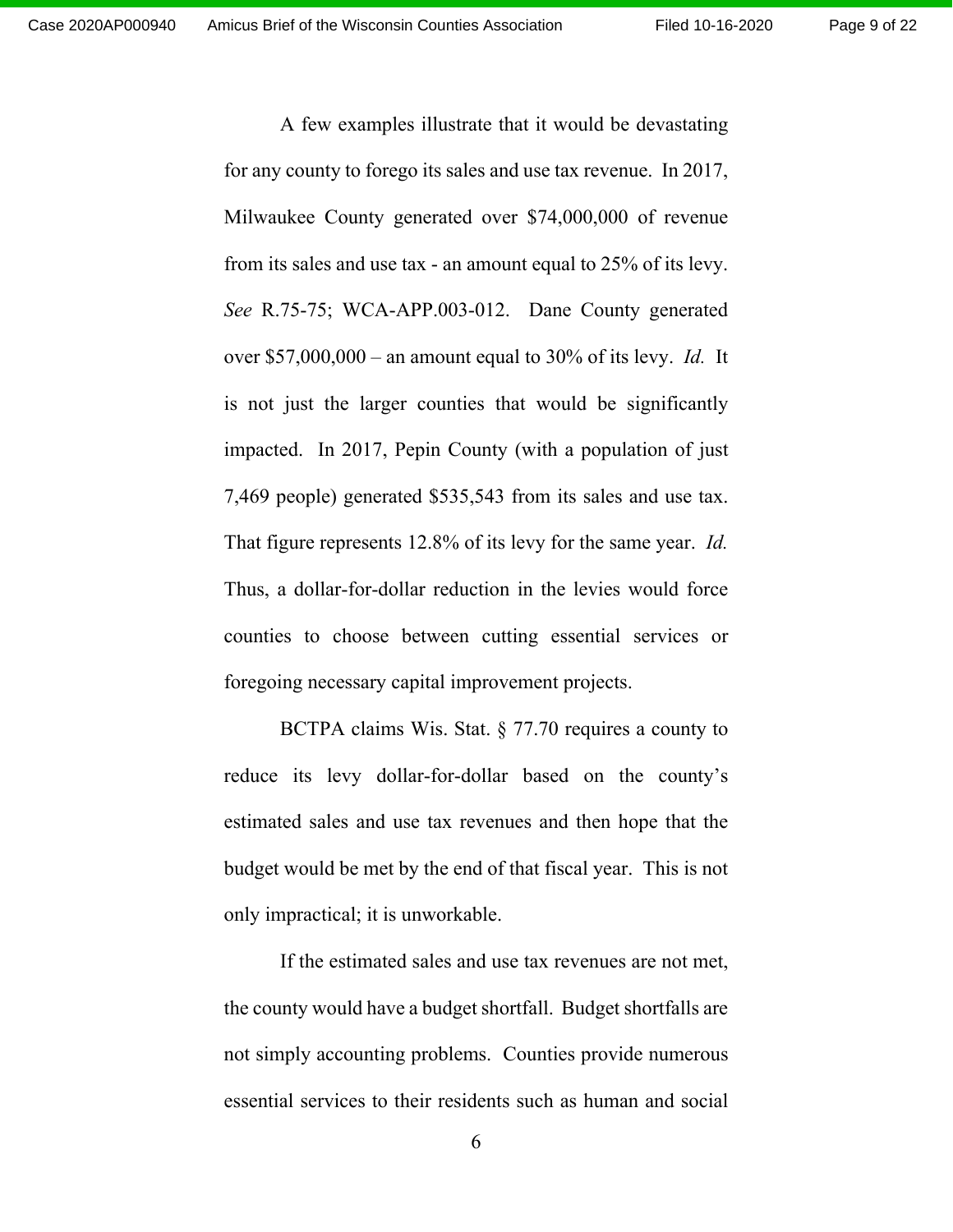A few examples illustrate that it would be devastating for any county to forego its sales and use tax revenue. In 2017, Milwaukee County generated over $74,000,000 of revenue from its sales and use tax - an amount equal to 25% of its levy. *See* R.75-75; WCA-APP.003-012. Dane County generated over $57,000,000 – an amount equal to 30% of its levy. *Id.* It is not just the larger counties that would be significantly impacted. In 2017, Pepin County (with a population of just 7,469 people) generated $535,543 from its sales and use tax. That figure represents 12.8% of its levy for the same year. *Id.* Thus, a dollar-for-dollar reduction in the levies would force counties to choose between cutting essential services or foregoing necessary capital improvement projects.

BCTPA claims Wis. Stat. § 77.70 requires a county to reduce its levy dollar-for-dollar based on the county's estimated sales and use tax revenues and then hope that the budget would be met by the end of that fiscal year. This is not only impractical; it is unworkable.

If the estimated sales and use tax revenues are not met, the county would have a budget shortfall. Budget shortfalls are not simply accounting problems. Counties provide numerous essential services to their residents such as human and social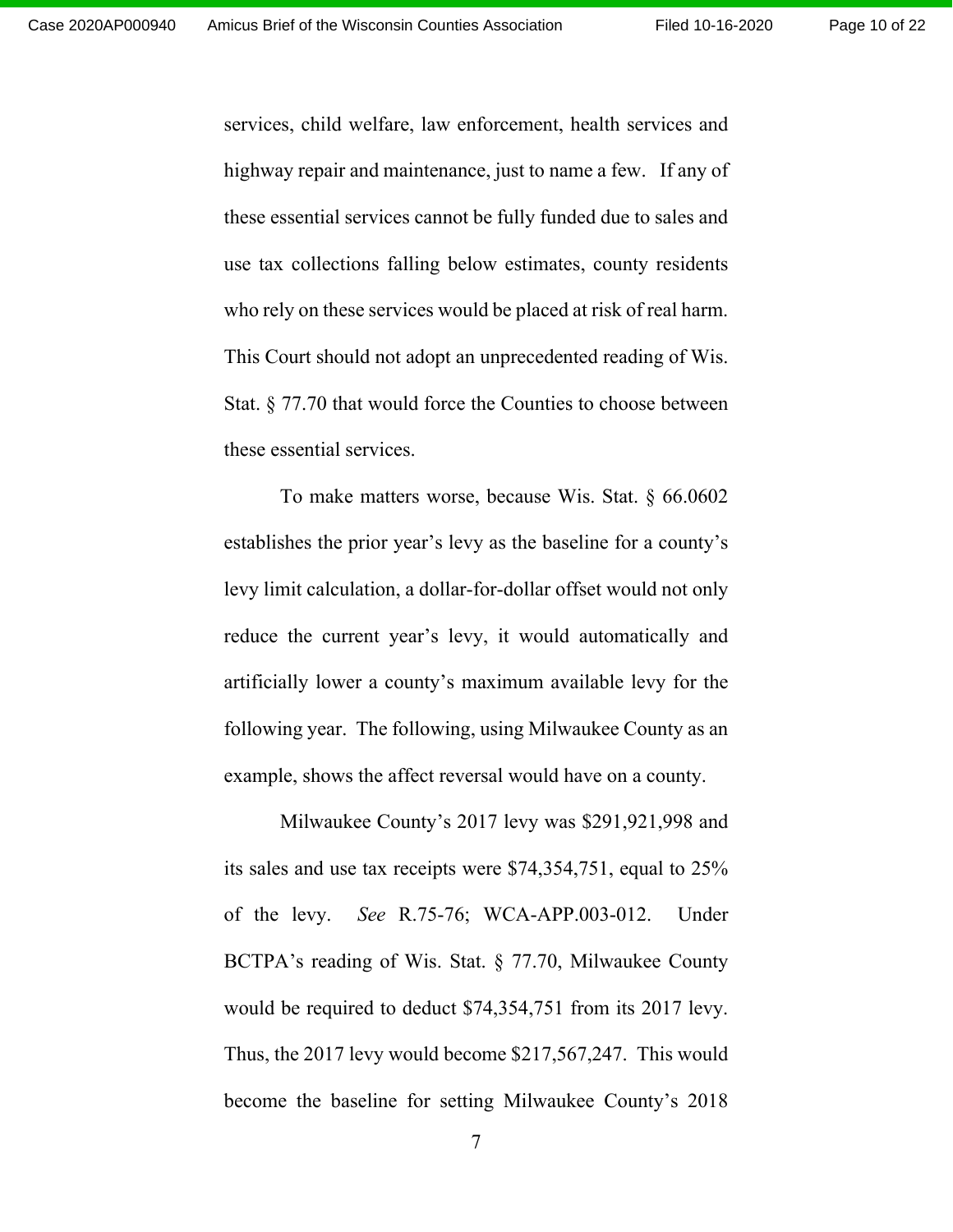services, child welfare, law enforcement, health services and highway repair and maintenance, just to name a few. If any of these essential services cannot be fully funded due to sales and use tax collections falling below estimates, county residents who rely on these services would be placed at risk of real harm. This Court should not adopt an unprecedented reading of Wis. Stat. § 77.70 that would force the Counties to choose between these essential services.

To make matters worse, because Wis. Stat. § 66.0602 establishes the prior year's levy as the baseline for a county's levy limit calculation, a dollar-for-dollar offset would not only reduce the current year's levy, it would automatically and artificially lower a county's maximum available levy for the following year. The following, using Milwaukee County as an example, shows the affect reversal would have on a county.

Milwaukee County's 2017 levy was $291,921,998 and its sales and use tax receipts were $74,354,751, equal to 25% of the levy. *See* R.75-76; WCA-APP.003-012. Under BCTPA's reading of Wis. Stat. § 77.70, Milwaukee County would be required to deduct $74,354,751 from its 2017 levy. Thus, the 2017 levy would become $217,567,247. This would become the baseline for setting Milwaukee County's 2018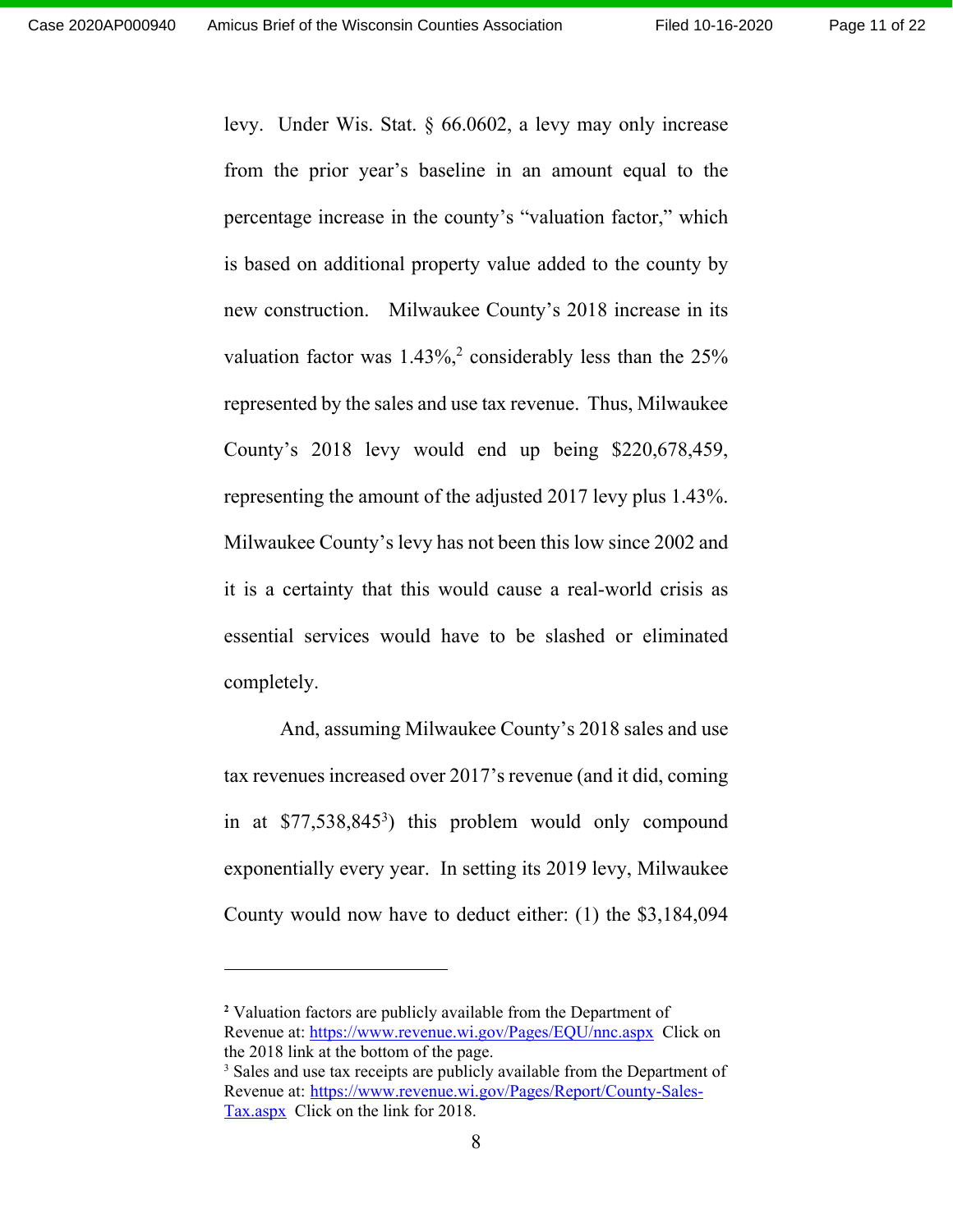levy. Under Wis. Stat. § 66.0602, a levy may only increase from the prior year's baseline in an amount equal to the percentage increase in the county's "valuation factor," which is based on additional property value added to the county by new construction. Milwaukee County's 2018 increase in its valuation factor was 1.43%,[2] considerably less than the 25% represented by the sales and use tax revenue. Thus, Milwaukee County's 2018 levy would end up being $220,678,459, representing the amount of the adjusted 2017 levy plus 1.43%. Milwaukee County's levy has not been this low since 2002 and it is a certainty that this would cause a real-world crisis as essential services would have to be slashed or eliminated completely.

And, assuming Milwaukee County's 2018 sales and use tax revenues increased over 2017's revenue (and it did, coming in at $77,538,845[3]) this problem would only compound exponentially every year. In setting its 2019 levy, Milwaukee County would now have to deduct either: (1) the $3,184,094

---

[2] Valuation factors are publicly available from the Department of Revenue at: https://www.revenue.wi.gov/Pages/EQU/nnc.aspx Click on the 2018 link at the bottom of the page.

[3] Sales and use tax receipts are publicly available from the Department of Revenue at: https://www.revenue.wi.gov/Pages/Report/County-Sales-Tax.aspx Click on the link for 2018.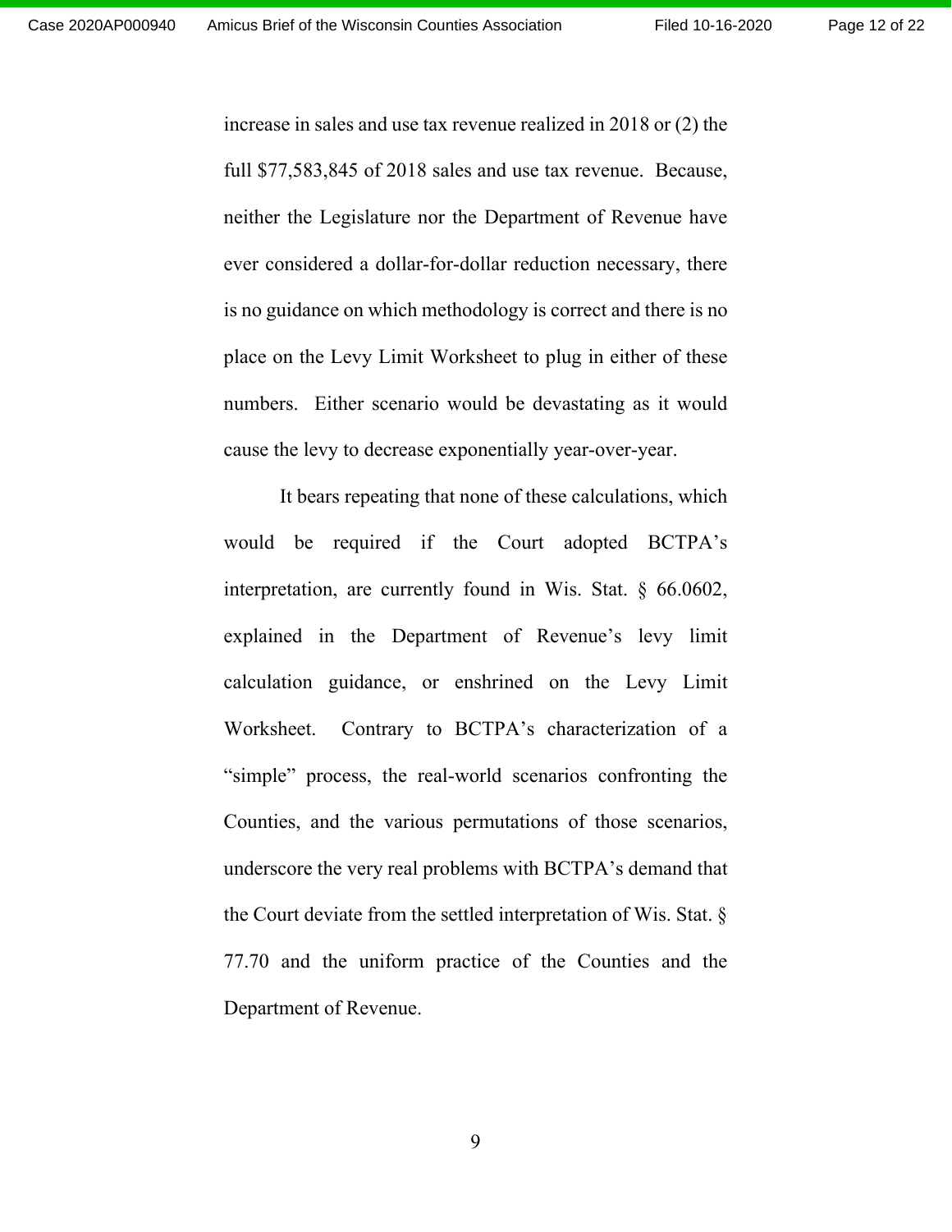increase in sales and use tax revenue realized in 2018 or (2) the full $77,583,845 of 2018 sales and use tax revenue. Because, neither the Legislature nor the Department of Revenue have ever considered a dollar-for-dollar reduction necessary, there is no guidance on which methodology is correct and there is no place on the Levy Limit Worksheet to plug in either of these numbers. Either scenario would be devastating as it would cause the levy to decrease exponentially year-over-year.

It bears repeating that none of these calculations, which would be required if the Court adopted BCTPA's interpretation, are currently found in Wis. Stat. § 66.0602, explained in the Department of Revenue's levy limit calculation guidance, or enshrined on the Levy Limit Worksheet. Contrary to BCTPA's characterization of a "simple" process, the real-world scenarios confronting the Counties, and the various permutations of those scenarios, underscore the very real problems with BCTPA's demand that the Court deviate from the settled interpretation of Wis. Stat. § 77.70 and the uniform practice of the Counties and the Department of Revenue.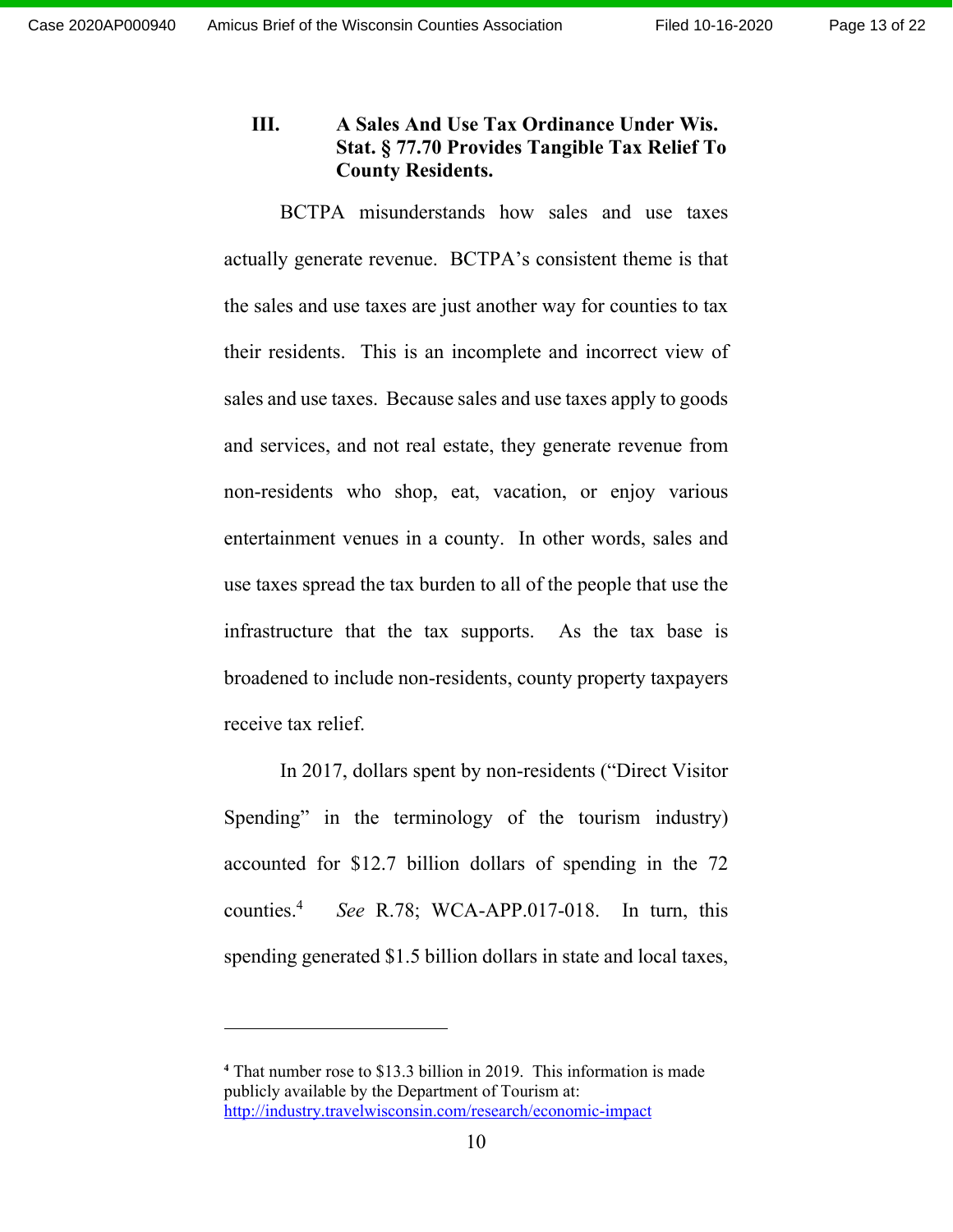### III. A Sales And Use Tax Ordinance Under Wis. Stat. § 77.70 Provides Tangible Tax Relief To County Residents.

BCTPA misunderstands how sales and use taxes actually generate revenue. BCTPA's consistent theme is that the sales and use taxes are just another way for counties to tax their residents. This is an incomplete and incorrect view of sales and use taxes. Because sales and use taxes apply to goods and services, and not real estate, they generate revenue from non-residents who shop, eat, vacation, or enjoy various entertainment venues in a county. In other words, sales and use taxes spread the tax burden to all of the people that use the infrastructure that the tax supports. As the tax base is broadened to include non-residents, county property taxpayers receive tax relief.

In 2017, dollars spent by non-residents ("Direct Visitor Spending" in the terminology of the tourism industry) accounted for $12.7 billion dollars of spending in the 72 counties.[4] *See* R.78; WCA-APP.017-018. In turn, this spending generated $1.5 billion dollars in state and local taxes,

---

[4] That number rose to $13.3 billion in 2019. This information is made publicly available by the Department of Tourism at: http://industry.travelwisconsin.com/research/economic-impact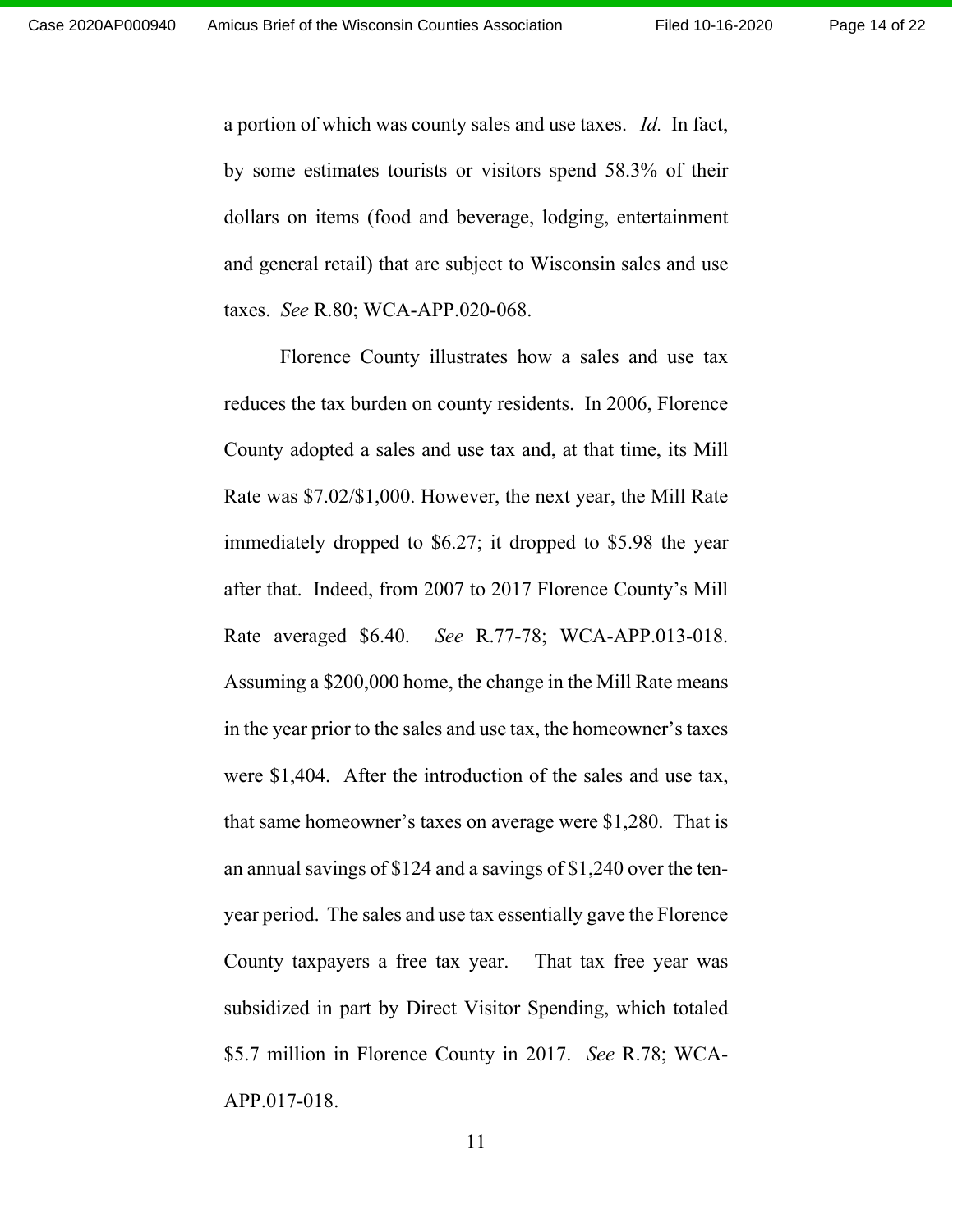a portion of which was county sales and use taxes. *Id.* In fact, by some estimates tourists or visitors spend 58.3% of their dollars on items (food and beverage, lodging, entertainment and general retail) that are subject to Wisconsin sales and use taxes. *See* R.80; WCA-APP.020-068.

Florence County illustrates how a sales and use tax reduces the tax burden on county residents. In 2006, Florence County adopted a sales and use tax and, at that time, its Mill Rate was $7.02/$1,000. However, the next year, the Mill Rate immediately dropped to $6.27; it dropped to $5.98 the year after that. Indeed, from 2007 to 2017 Florence County's Mill Rate averaged $6.40. *See* R.77-78; WCA-APP.013-018. Assuming a $200,000 home, the change in the Mill Rate means in the year prior to the sales and use tax, the homeowner's taxes were $1,404. After the introduction of the sales and use tax, that same homeowner's taxes on average were $1,280. That is an annual savings of $124 and a savings of $1,240 over the ten-year period. The sales and use tax essentially gave the Florence County taxpayers a free tax year. That tax free year was subsidized in part by Direct Visitor Spending, which totaled $5.7 million in Florence County in 2017. *See* R.78; WCA-APP.017-018.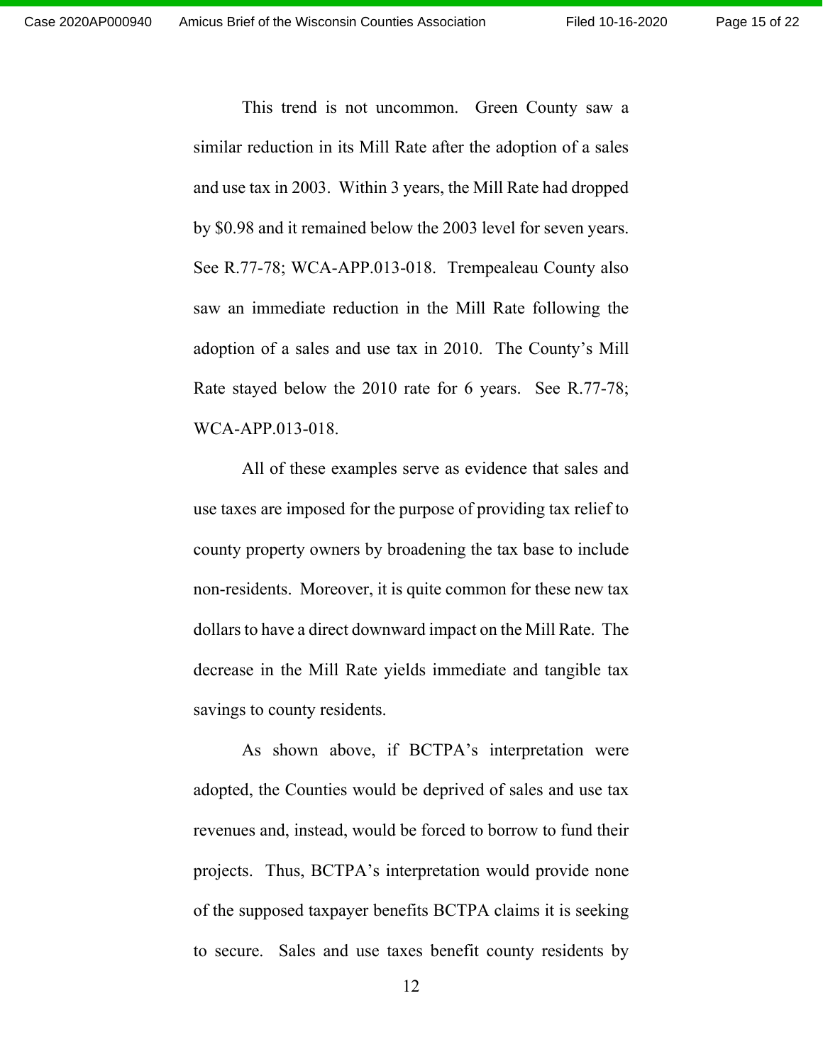This trend is not uncommon. Green County saw a similar reduction in its Mill Rate after the adoption of a sales and use tax in 2003. Within 3 years, the Mill Rate had dropped by $0.98 and it remained below the 2003 level for seven years. See R.77-78; WCA-APP.013-018. Trempealeau County also saw an immediate reduction in the Mill Rate following the adoption of a sales and use tax in 2010. The County's Mill Rate stayed below the 2010 rate for 6 years. See R.77-78; WCA-APP.013-018.

All of these examples serve as evidence that sales and use taxes are imposed for the purpose of providing tax relief to county property owners by broadening the tax base to include non-residents. Moreover, it is quite common for these new tax dollars to have a direct downward impact on the Mill Rate. The decrease in the Mill Rate yields immediate and tangible tax savings to county residents.

As shown above, if BCTPA's interpretation were adopted, the Counties would be deprived of sales and use tax revenues and, instead, would be forced to borrow to fund their projects. Thus, BCTPA's interpretation would provide none of the supposed taxpayer benefits BCTPA claims it is seeking to secure. Sales and use taxes benefit county residents by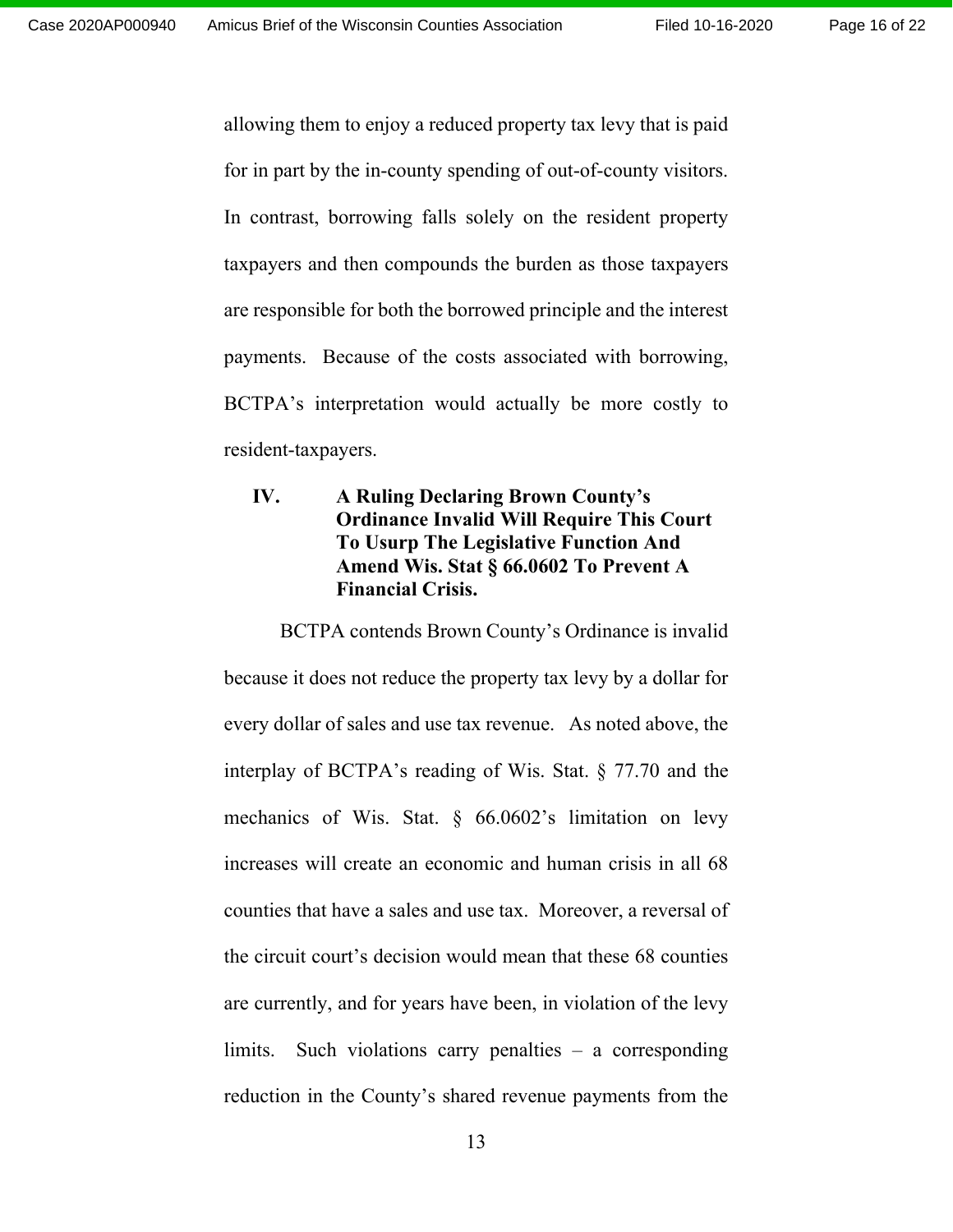allowing them to enjoy a reduced property tax levy that is paid for in part by the in-county spending of out-of-county visitors. In contrast, borrowing falls solely on the resident property taxpayers and then compounds the burden as those taxpayers are responsible for both the borrowed principle and the interest payments. Because of the costs associated with borrowing, BCTPA's interpretation would actually be more costly to resident-taxpayers.

## IV. A Ruling Declaring Brown County's Ordinance Invalid Will Require This Court To Usurp The Legislative Function And Amend Wis. Stat § 66.0602 To Prevent A Financial Crisis.

BCTPA contends Brown County's Ordinance is invalid because it does not reduce the property tax levy by a dollar for every dollar of sales and use tax revenue. As noted above, the interplay of BCTPA's reading of Wis. Stat. § 77.70 and the mechanics of Wis. Stat. § 66.0602's limitation on levy increases will create an economic and human crisis in all 68 counties that have a sales and use tax. Moreover, a reversal of the circuit court's decision would mean that these 68 counties are currently, and for years have been, in violation of the levy limits. Such violations carry penalties – a corresponding reduction in the County's shared revenue payments from the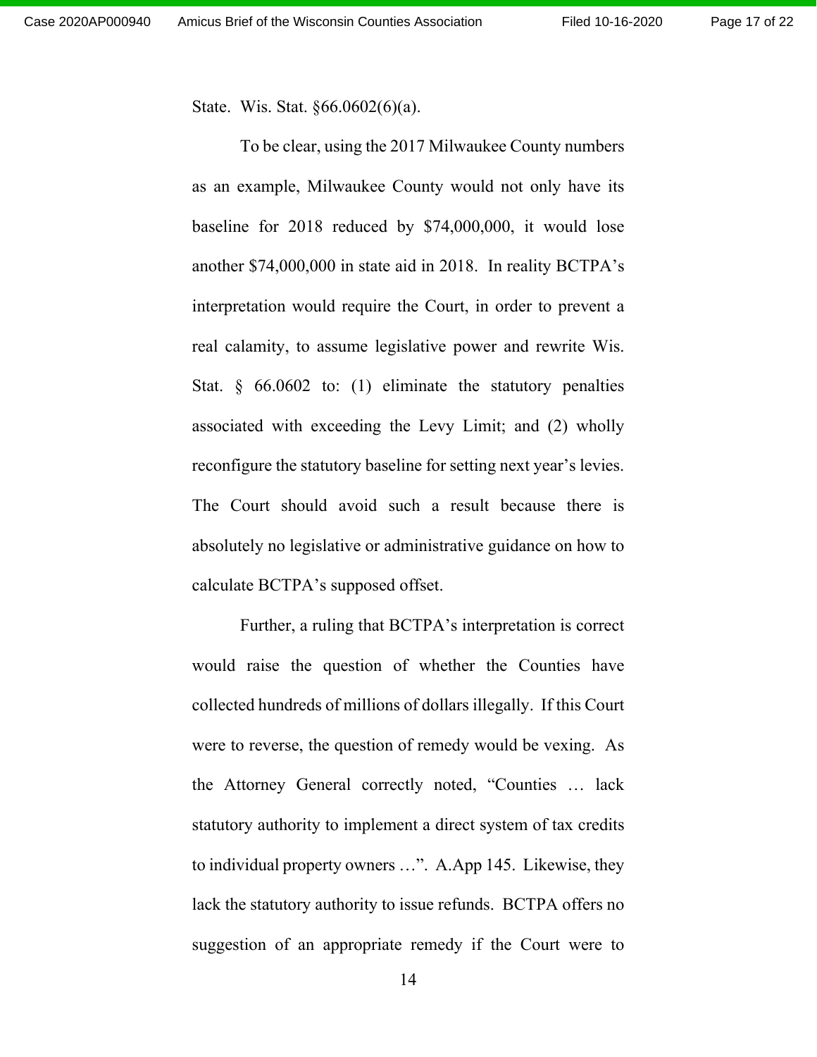State. Wis. Stat. §66.0602(6)(a).

To be clear, using the 2017 Milwaukee County numbers as an example, Milwaukee County would not only have its baseline for 2018 reduced by $74,000,000, it would lose another $74,000,000 in state aid in 2018. In reality BCTPA's interpretation would require the Court, in order to prevent a real calamity, to assume legislative power and rewrite Wis. Stat. § 66.0602 to: (1) eliminate the statutory penalties associated with exceeding the Levy Limit; and (2) wholly reconfigure the statutory baseline for setting next year's levies. The Court should avoid such a result because there is absolutely no legislative or administrative guidance on how to calculate BCTPA's supposed offset.

Further, a ruling that BCTPA's interpretation is correct would raise the question of whether the Counties have collected hundreds of millions of dollars illegally. If this Court were to reverse, the question of remedy would be vexing. As the Attorney General correctly noted, "Counties … lack statutory authority to implement a direct system of tax credits to individual property owners …". A.App 145. Likewise, they lack the statutory authority to issue refunds. BCTPA offers no suggestion of an appropriate remedy if the Court were to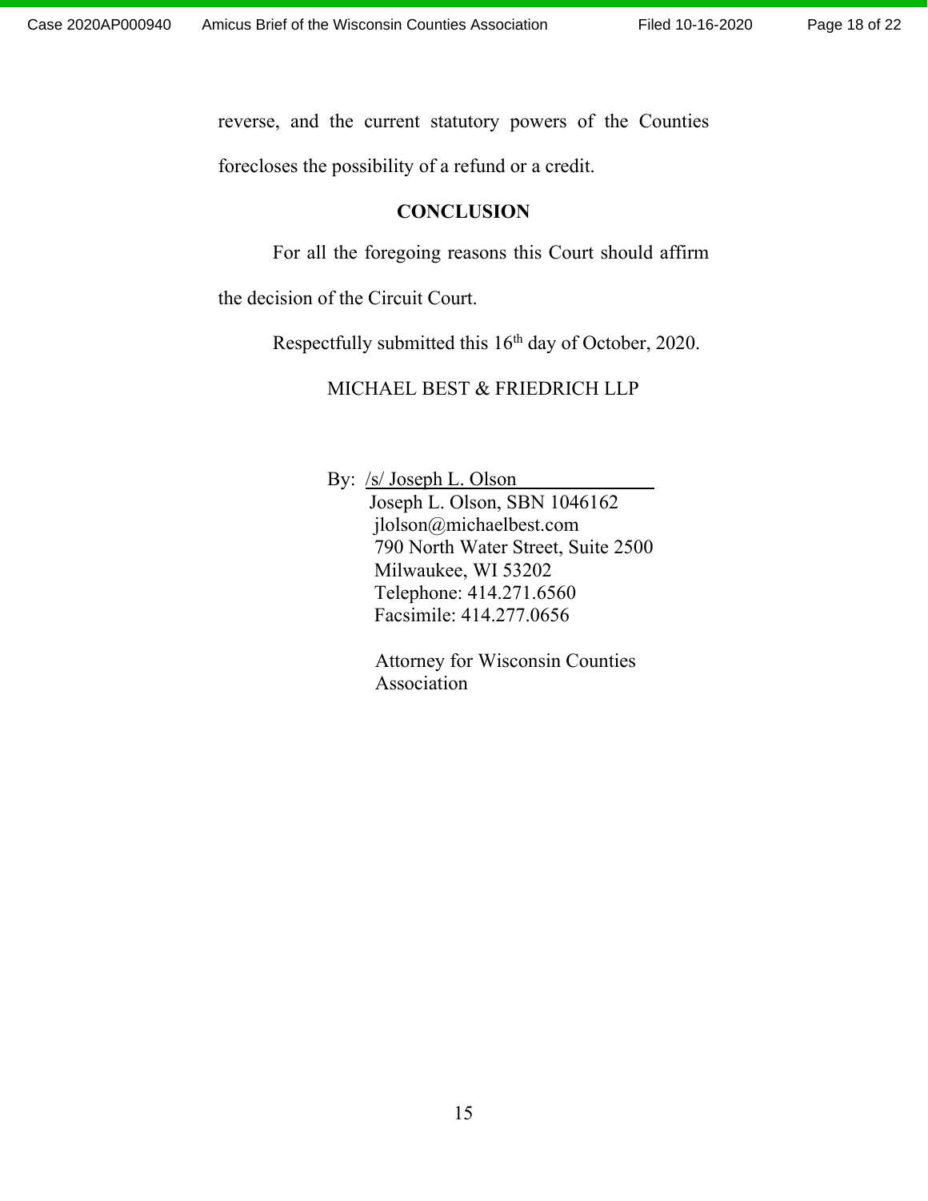reverse, and the current statutory powers of the Counties forecloses the possibility of a refund or a credit.

## CONCLUSION

For all the foregoing reasons this Court should affirm the decision of the Circuit Court.

Respectfully submitted this 16th day of October, 2020.

MICHAEL BEST & FRIEDRICH LLP

By: /s/ Joseph L. Olson
Joseph L. Olson, SBN 1046162
jlolson@michaelbest.com
790 North Water Street, Suite 2500
Milwaukee, WI 53202
Telephone: 414.271.6560
Facsimile: 414.277.0656

Attorney for Wisconsin Counties Association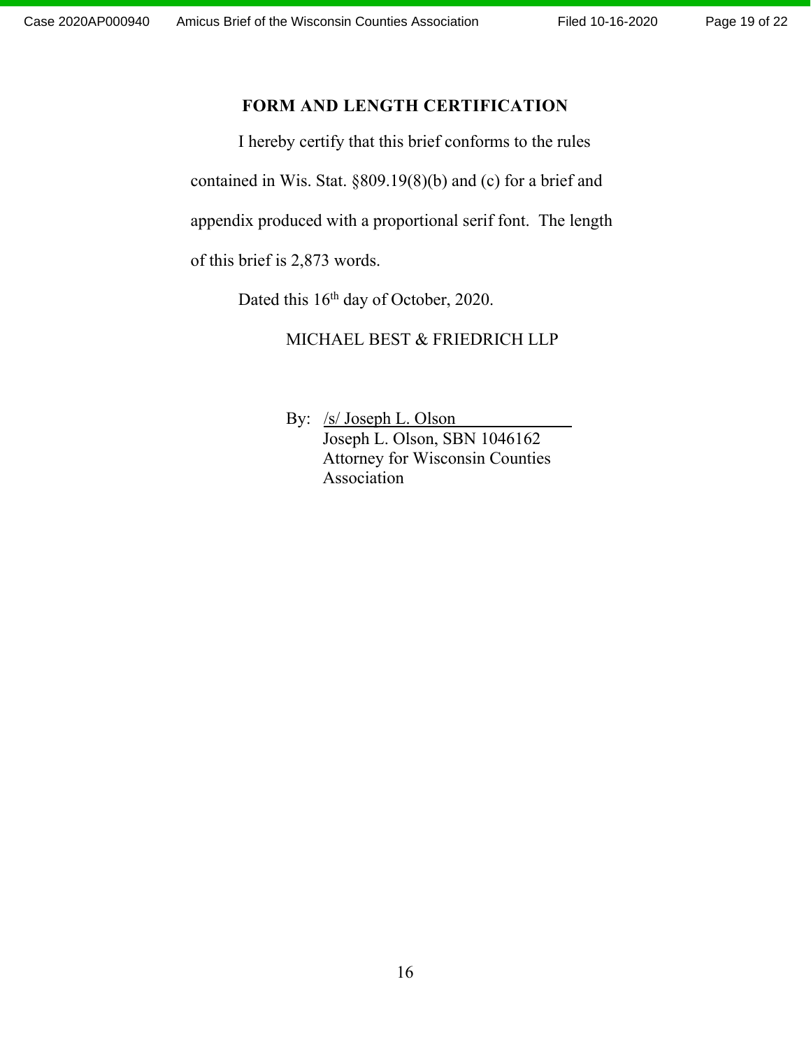## FORM AND LENGTH CERTIFICATION

I hereby certify that this brief conforms to the rules contained in Wis. Stat. §809.19(8)(b) and (c) for a brief and appendix produced with a proportional serif font. The length of this brief is 2,873 words.

Dated this 16th day of October, 2020.

MICHAEL BEST & FRIEDRICH LLP

By: /s/ Joseph L. Olson
Joseph L. Olson, SBN 1046162
Attorney for Wisconsin Counties Association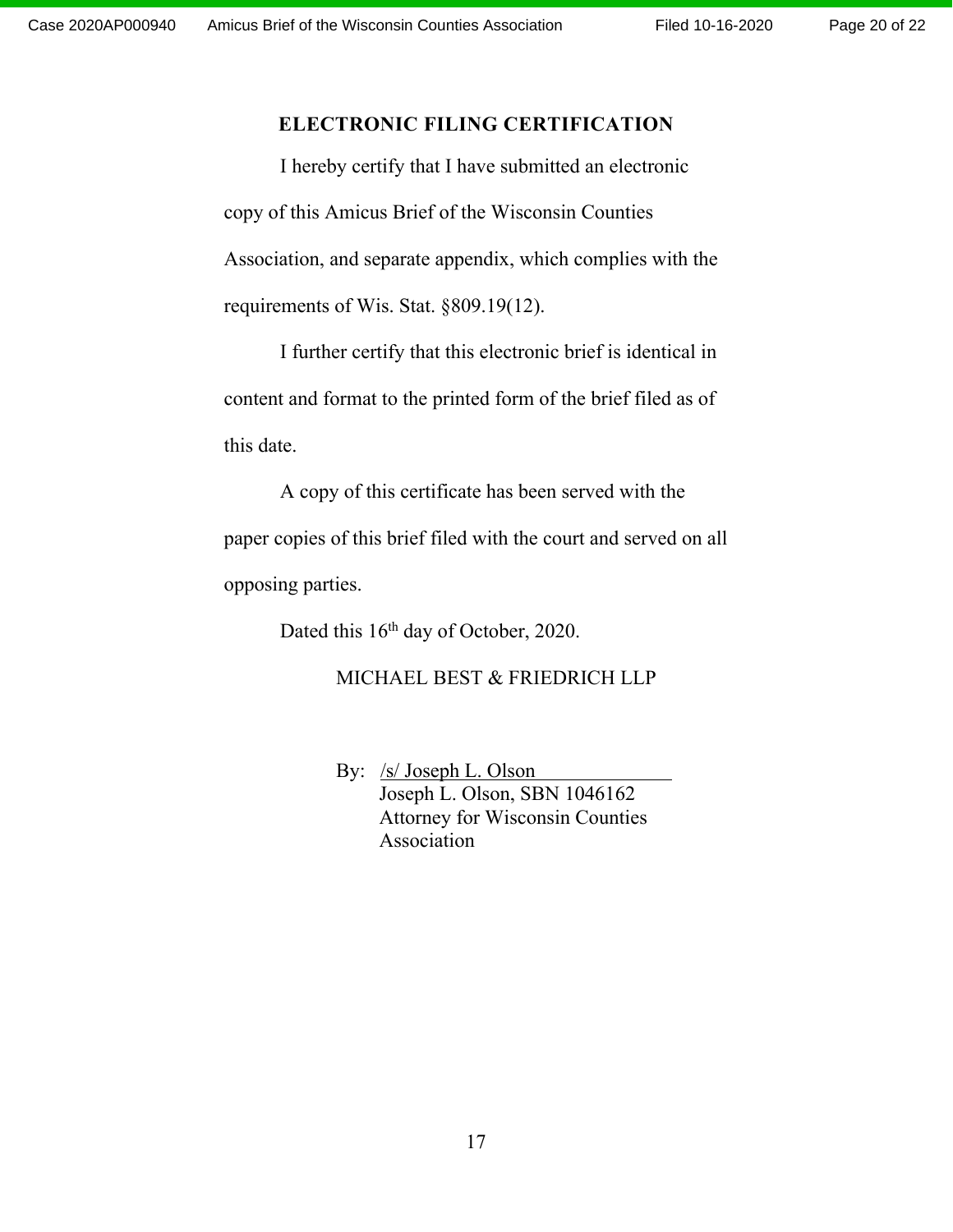## ELECTRONIC FILING CERTIFICATION

I hereby certify that I have submitted an electronic copy of this Amicus Brief of the Wisconsin Counties Association, and separate appendix, which complies with the requirements of Wis. Stat. §809.19(12).

I further certify that this electronic brief is identical in content and format to the printed form of the brief filed as of this date.

A copy of this certificate has been served with the paper copies of this brief filed with the court and served on all opposing parties.

Dated this 16th day of October, 2020.

MICHAEL BEST & FRIEDRICH LLP

By: /s/ Joseph L. Olson
Joseph L. Olson, SBN 1046162
Attorney for Wisconsin Counties Association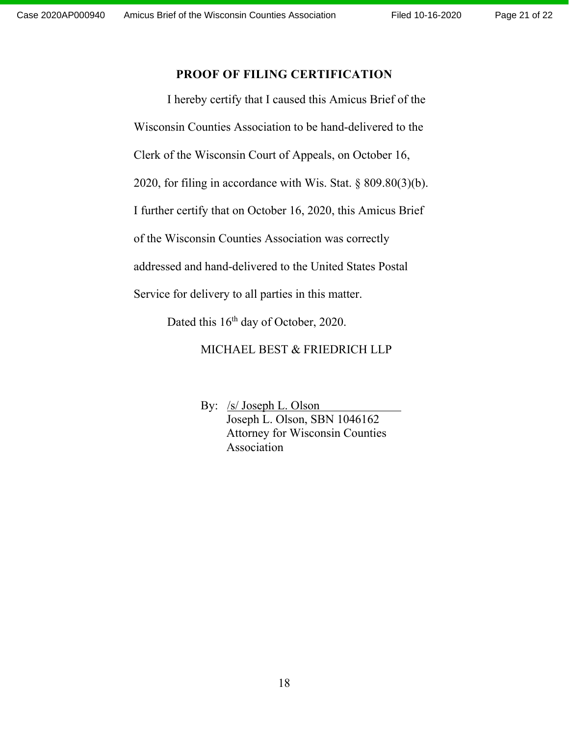## PROOF OF FILING CERTIFICATION

I hereby certify that I caused this Amicus Brief of the Wisconsin Counties Association to be hand-delivered to the Clerk of the Wisconsin Court of Appeals, on October 16, 2020, for filing in accordance with Wis. Stat. § 809.80(3)(b). I further certify that on October 16, 2020, this Amicus Brief of the Wisconsin Counties Association was correctly addressed and hand-delivered to the United States Postal Service for delivery to all parties in this matter.

Dated this 16th day of October, 2020.

MICHAEL BEST & FRIEDRICH LLP

By: /s/ Joseph L. Olson
Joseph L. Olson, SBN 1046162
Attorney for Wisconsin Counties Association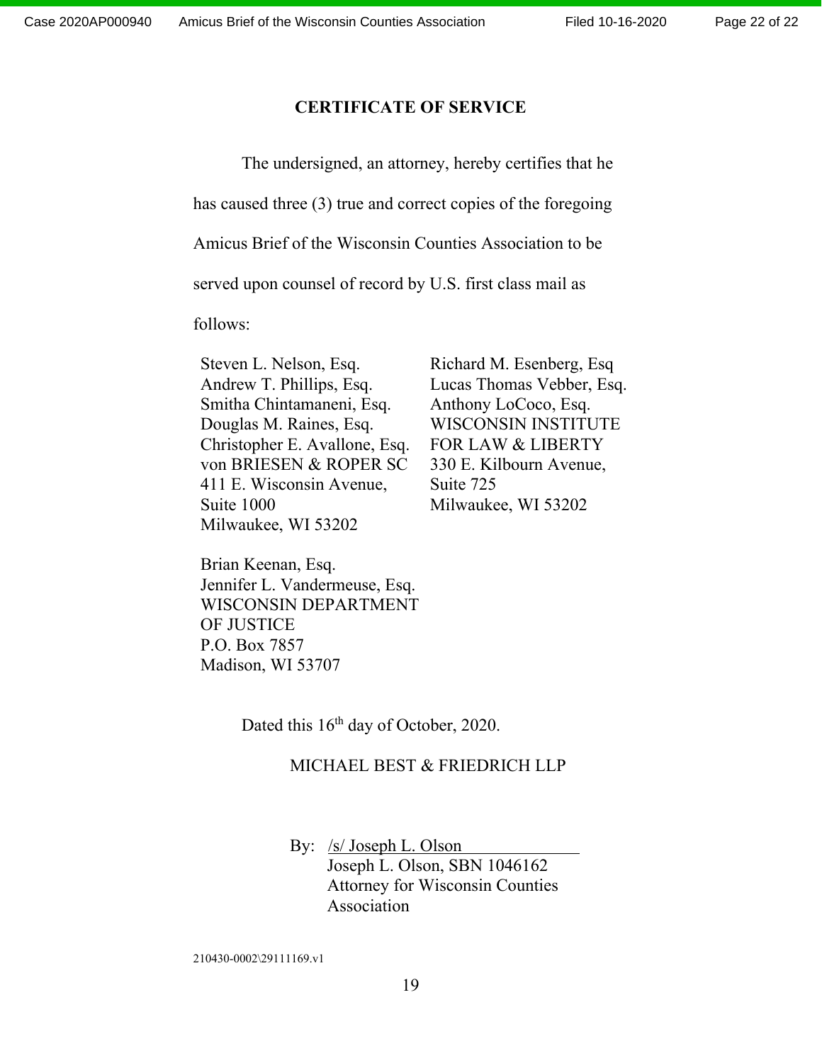## CERTIFICATE OF SERVICE

The undersigned, an attorney, hereby certifies that he has caused three (3) true and correct copies of the foregoing Amicus Brief of the Wisconsin Counties Association to be served upon counsel of record by U.S. first class mail as follows:

Steven L. Nelson, Esq.
Andrew T. Phillips, Esq.
Smitha Chintamaneni, Esq.
Douglas M. Raines, Esq.
Christopher E. Avallone, Esq.
von BRIESEN & ROPER SC
411 E. Wisconsin Avenue,
Suite 1000
Milwaukee, WI 53202

Richard M. Esenberg, Esq
Lucas Thomas Vebber, Esq.
Anthony LoCoco, Esq.
WISCONSIN INSTITUTE
FOR LAW & LIBERTY
330 E. Kilbourn Avenue,
Suite 725
Milwaukee, WI 53202

Brian Keenan, Esq.
Jennifer L. Vandermeuse, Esq.
WISCONSIN DEPARTMENT
OF JUSTICE
P.O. Box 7857
Madison, WI 53707

Dated this 16th day of October, 2020.

MICHAEL BEST & FRIEDRICH LLP

By: /s/ Joseph L. Olson
Joseph L. Olson, SBN 1046162
Attorney for Wisconsin Counties Association

210430-0002\29111169.v1